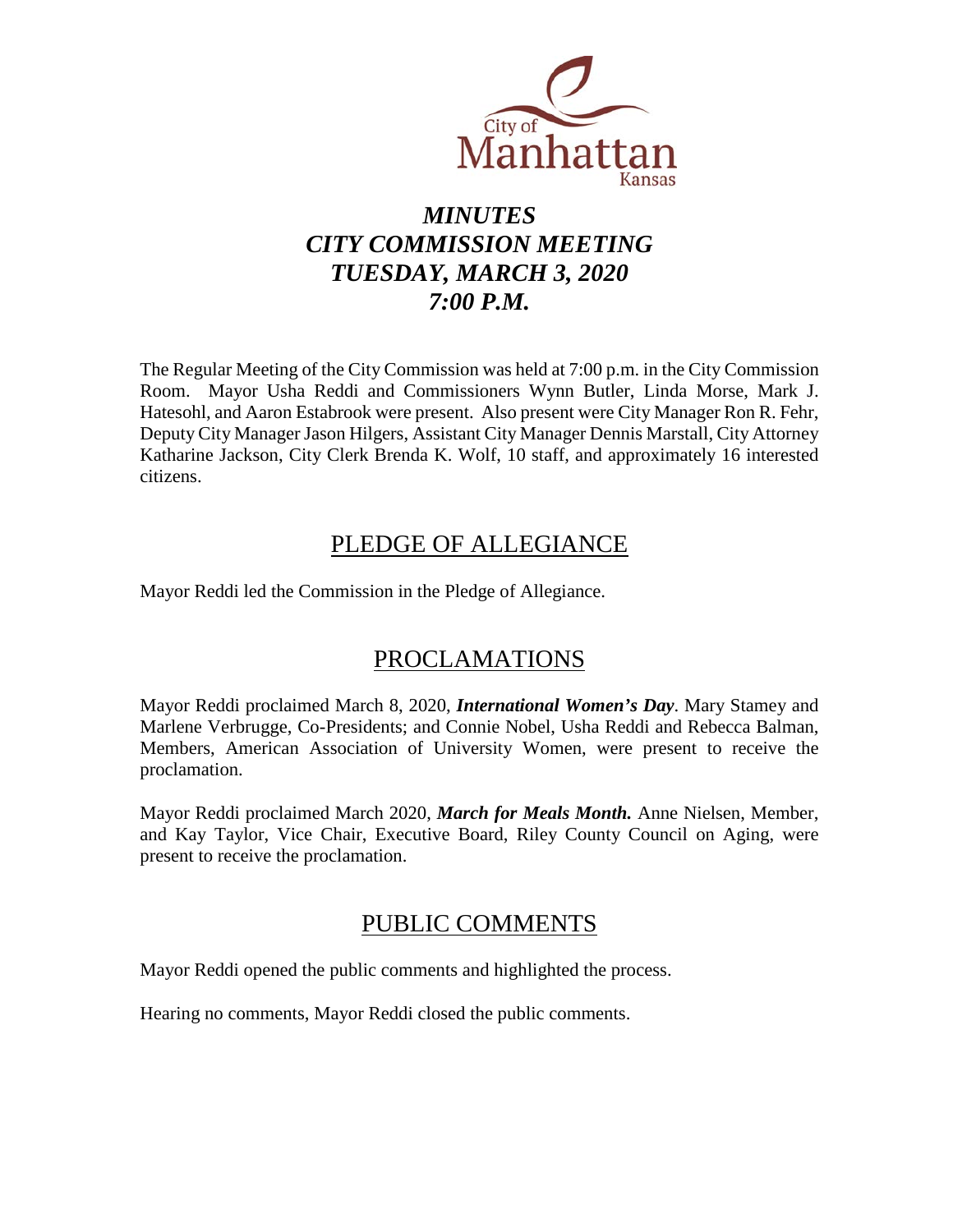City of Manhattan Kansas

# *MINUTES*
# *CITY COMMISSION MEETING*
# *TUESDAY, MARCH 3, 2020*
# *7:00 P.M.*

The Regular Meeting of the City Commission was held at 7:00 p.m. in the City Commission Room. Mayor Usha Reddi and Commissioners Wynn Butler, Linda Morse, Mark J. Hatesohl, and Aaron Estabrook were present. Also present were City Manager Ron R. Fehr, Deputy City Manager Jason Hilgers, Assistant City Manager Dennis Marstall, City Attorney Katharine Jackson, City Clerk Brenda K. Wolf, 10 staff, and approximately 16 interested citizens.

## PLEDGE OF ALLEGIANCE

Mayor Reddi led the Commission in the Pledge of Allegiance.

## PROCLAMATIONS

Mayor Reddi proclaimed March 8, 2020, ***International Women's Day***. Mary Stamey and Marlene Verbrugge, Co-Presidents; and Connie Nobel, Usha Reddi and Rebecca Balman, Members, American Association of University Women, were present to receive the proclamation.

Mayor Reddi proclaimed March 2020, ***March for Meals Month.*** Anne Nielsen, Member, and Kay Taylor, Vice Chair, Executive Board, Riley County Council on Aging, were present to receive the proclamation.

## PUBLIC COMMENTS

Mayor Reddi opened the public comments and highlighted the process.

Hearing no comments, Mayor Reddi closed the public comments.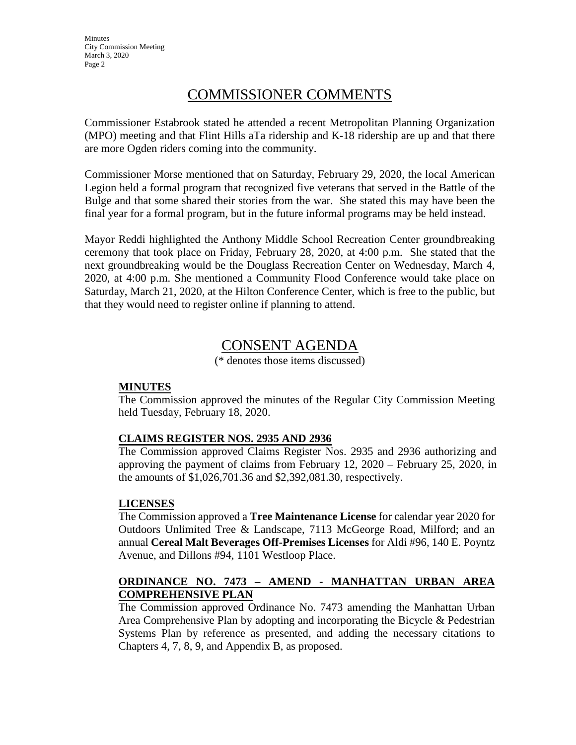## COMMISSIONER COMMENTS

Commissioner Estabrook stated he attended a recent Metropolitan Planning Organization (MPO) meeting and that Flint Hills aTa ridership and K-18 ridership are up and that there are more Ogden riders coming into the community.

Commissioner Morse mentioned that on Saturday, February 29, 2020, the local American Legion held a formal program that recognized five veterans that served in the Battle of the Bulge and that some shared their stories from the war. She stated this may have been the final year for a formal program, but in the future informal programs may be held instead.

Mayor Reddi highlighted the Anthony Middle School Recreation Center groundbreaking ceremony that took place on Friday, February 28, 2020, at 4:00 p.m. She stated that the next groundbreaking would be the Douglass Recreation Center on Wednesday, March 4, 2020, at 4:00 p.m. She mentioned a Community Flood Conference would take place on Saturday, March 21, 2020, at the Hilton Conference Center, which is free to the public, but that they would need to register online if planning to attend.

## CONSENT AGENDA

(* denotes those items discussed)

**MINUTES**

The Commission approved the minutes of the Regular City Commission Meeting held Tuesday, February 18, 2020.

**CLAIMS REGISTER NOS. 2935 AND 2936**

The Commission approved Claims Register Nos. 2935 and 2936 authorizing and approving the payment of claims from February 12, 2020 – February 25, 2020, in the amounts of $1,026,701.36 and $2,392,081.30, respectively.

**LICENSES**

The Commission approved a **Tree Maintenance License** for calendar year 2020 for Outdoors Unlimited Tree & Landscape, 7113 McGeorge Road, Milford; and an annual **Cereal Malt Beverages Off-Premises Licenses** for Aldi #96, 140 E. Poyntz Avenue, and Dillons #94, 1101 Westloop Place.

**ORDINANCE NO. 7473 – AMEND - MANHATTAN URBAN AREA COMPREHENSIVE PLAN**

The Commission approved Ordinance No. 7473 amending the Manhattan Urban Area Comprehensive Plan by adopting and incorporating the Bicycle & Pedestrian Systems Plan by reference as presented, and adding the necessary citations to Chapters 4, 7, 8, 9, and Appendix B, as proposed.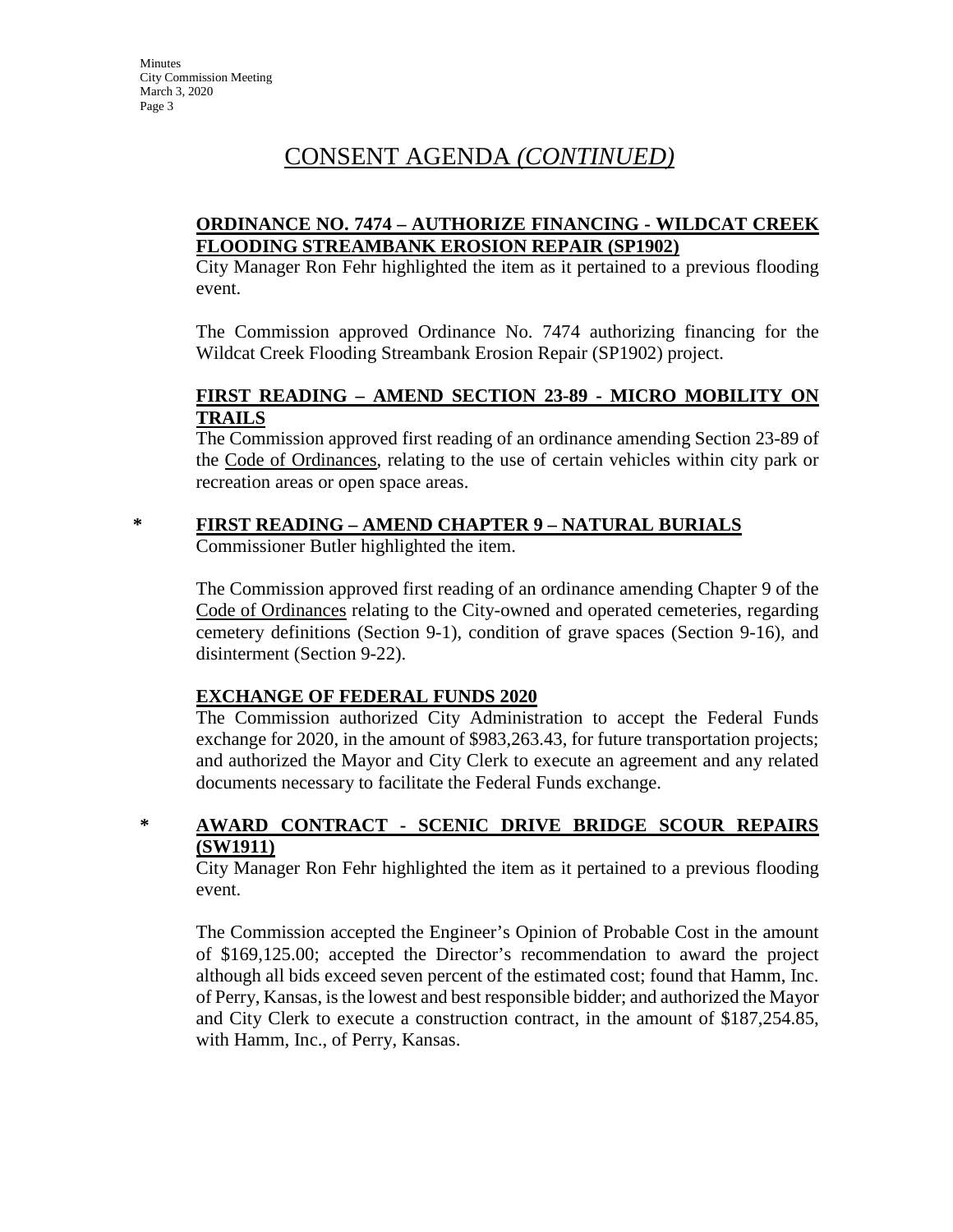# CONSENT AGENDA *(CONTINUED)*

**ORDINANCE NO. 7474 – AUTHORIZE FINANCING - WILDCAT CREEK FLOODING STREAMBANK EROSION REPAIR (SP1902)**

City Manager Ron Fehr highlighted the item as it pertained to a previous flooding event.

The Commission approved Ordinance No. 7474 authorizing financing for the Wildcat Creek Flooding Streambank Erosion Repair (SP1902) project.

**FIRST READING – AMEND SECTION 23-89 - MICRO MOBILITY ON TRAILS**

The Commission approved first reading of an ordinance amending Section 23-89 of the Code of Ordinances, relating to the use of certain vehicles within city park or recreation areas or open space areas.

\* **FIRST READING – AMEND CHAPTER 9 – NATURAL BURIALS**

Commissioner Butler highlighted the item.

The Commission approved first reading of an ordinance amending Chapter 9 of the Code of Ordinances relating to the City-owned and operated cemeteries, regarding cemetery definitions (Section 9-1), condition of grave spaces (Section 9-16), and disinterment (Section 9-22).

**EXCHANGE OF FEDERAL FUNDS 2020**

The Commission authorized City Administration to accept the Federal Funds exchange for 2020, in the amount of $983,263.43, for future transportation projects; and authorized the Mayor and City Clerk to execute an agreement and any related documents necessary to facilitate the Federal Funds exchange.

\* **AWARD CONTRACT - SCENIC DRIVE BRIDGE SCOUR REPAIRS (SW1911)**

City Manager Ron Fehr highlighted the item as it pertained to a previous flooding event.

The Commission accepted the Engineer's Opinion of Probable Cost in the amount of $169,125.00; accepted the Director's recommendation to award the project although all bids exceed seven percent of the estimated cost; found that Hamm, Inc. of Perry, Kansas, is the lowest and best responsible bidder; and authorized the Mayor and City Clerk to execute a construction contract, in the amount of $187,254.85, with Hamm, Inc., of Perry, Kansas.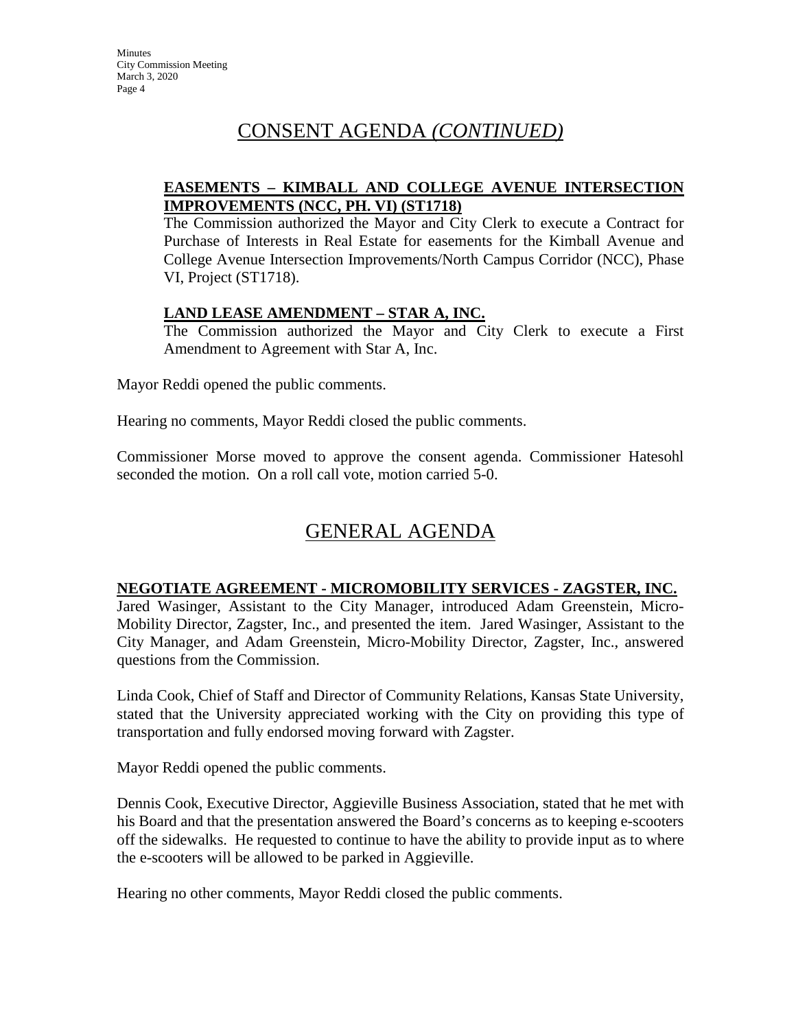# CONSENT AGENDA *(CONTINUED)*

**EASEMENTS – KIMBALL AND COLLEGE AVENUE INTERSECTION IMPROVEMENTS (NCC, PH. VI) (ST1718)**

The Commission authorized the Mayor and City Clerk to execute a Contract for Purchase of Interests in Real Estate for easements for the Kimball Avenue and College Avenue Intersection Improvements/North Campus Corridor (NCC), Phase VI, Project (ST1718).

**LAND LEASE AMENDMENT – STAR A, INC.**

The Commission authorized the Mayor and City Clerk to execute a First Amendment to Agreement with Star A, Inc.

Mayor Reddi opened the public comments.

Hearing no comments, Mayor Reddi closed the public comments.

Commissioner Morse moved to approve the consent agenda. Commissioner Hatesohl seconded the motion. On a roll call vote, motion carried 5-0.

# GENERAL AGENDA

**NEGOTIATE AGREEMENT - MICROMOBILITY SERVICES - ZAGSTER, INC.**

Jared Wasinger, Assistant to the City Manager, introduced Adam Greenstein, Micro-Mobility Director, Zagster, Inc., and presented the item. Jared Wasinger, Assistant to the City Manager, and Adam Greenstein, Micro-Mobility Director, Zagster, Inc., answered questions from the Commission.

Linda Cook, Chief of Staff and Director of Community Relations, Kansas State University, stated that the University appreciated working with the City on providing this type of transportation and fully endorsed moving forward with Zagster.

Mayor Reddi opened the public comments.

Dennis Cook, Executive Director, Aggieville Business Association, stated that he met with his Board and that the presentation answered the Board's concerns as to keeping e-scooters off the sidewalks. He requested to continue to have the ability to provide input as to where the e-scooters will be allowed to be parked in Aggieville.

Hearing no other comments, Mayor Reddi closed the public comments.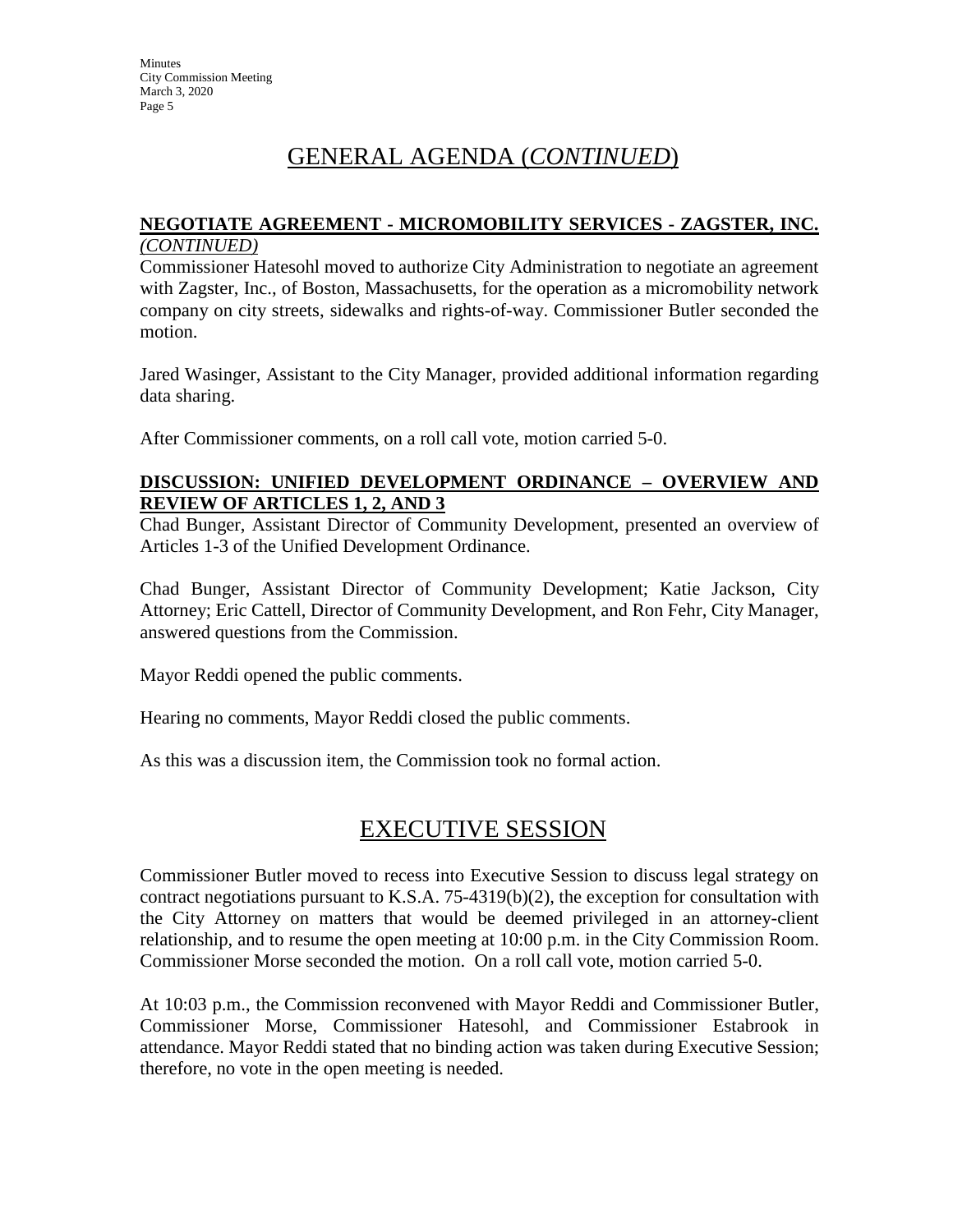# GENERAL AGENDA (*CONTINUED*)

**NEGOTIATE AGREEMENT - MICROMOBILITY SERVICES - ZAGSTER, INC.**
***(CONTINUED)***

Commissioner Hatesohl moved to authorize City Administration to negotiate an agreement with Zagster, Inc., of Boston, Massachusetts, for the operation as a micromobility network company on city streets, sidewalks and rights-of-way. Commissioner Butler seconded the motion.

Jared Wasinger, Assistant to the City Manager, provided additional information regarding data sharing.

After Commissioner comments, on a roll call vote, motion carried 5-0.

**DISCUSSION: UNIFIED DEVELOPMENT ORDINANCE – OVERVIEW AND REVIEW OF ARTICLES 1, 2, AND 3**

Chad Bunger, Assistant Director of Community Development, presented an overview of Articles 1-3 of the Unified Development Ordinance.

Chad Bunger, Assistant Director of Community Development; Katie Jackson, City Attorney; Eric Cattell, Director of Community Development, and Ron Fehr, City Manager, answered questions from the Commission.

Mayor Reddi opened the public comments.

Hearing no comments, Mayor Reddi closed the public comments.

As this was a discussion item, the Commission took no formal action.

# EXECUTIVE SESSION

Commissioner Butler moved to recess into Executive Session to discuss legal strategy on contract negotiations pursuant to K.S.A. 75-4319(b)(2), the exception for consultation with the City Attorney on matters that would be deemed privileged in an attorney-client relationship, and to resume the open meeting at 10:00 p.m. in the City Commission Room. Commissioner Morse seconded the motion. On a roll call vote, motion carried 5-0.

At 10:03 p.m., the Commission reconvened with Mayor Reddi and Commissioner Butler, Commissioner Morse, Commissioner Hatesohl, and Commissioner Estabrook in attendance. Mayor Reddi stated that no binding action was taken during Executive Session; therefore, no vote in the open meeting is needed.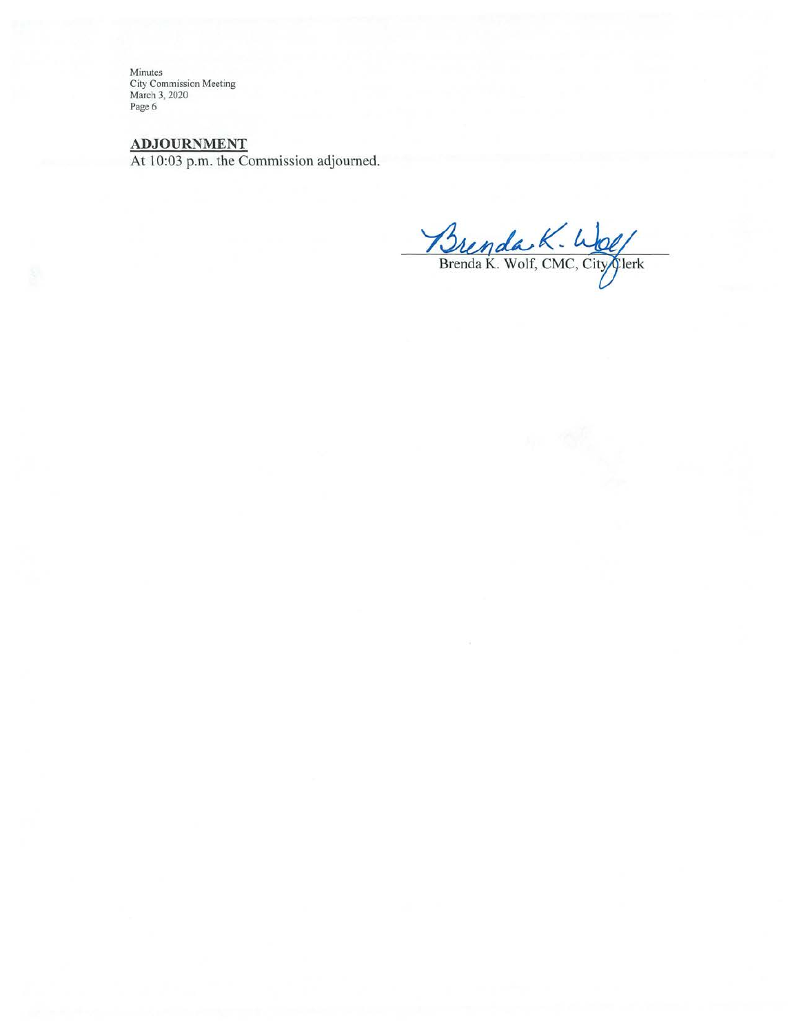**ADJOURNMENT**

At 10:03 p.m. the Commission adjourned.

Brenda K. Wolf, CMC, City Clerk